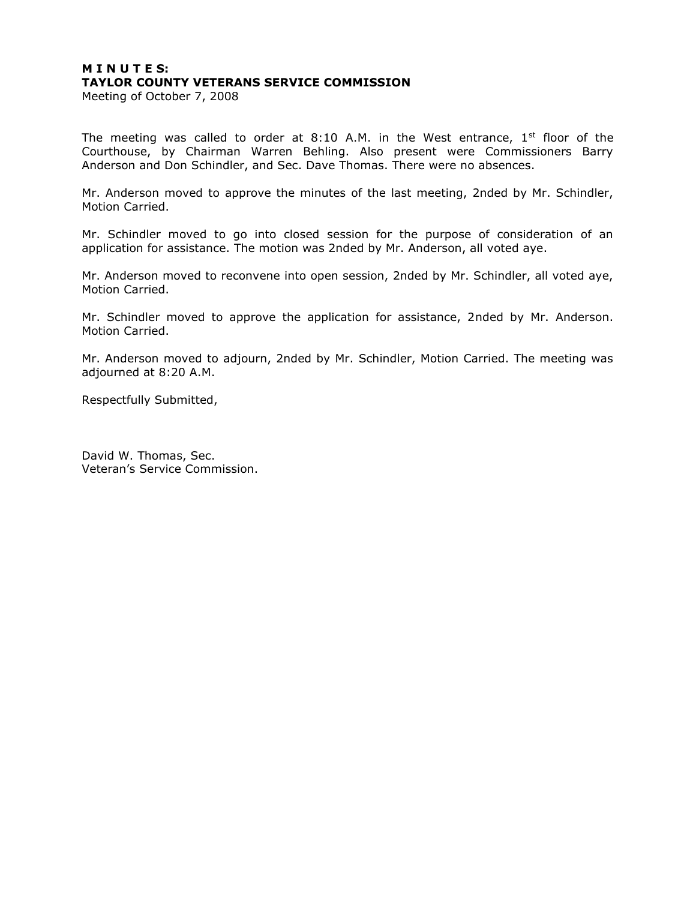**M I N U T E S:**
**TAYLOR COUNTY VETERANS SERVICE COMMISSION**
Meeting of October 7, 2008

The meeting was called to order at 8:10 A.M. in the West entrance, 1st floor of the Courthouse, by Chairman Warren Behling. Also present were Commissioners Barry Anderson and Don Schindler, and Sec. Dave Thomas. There were no absences.

Mr. Anderson moved to approve the minutes of the last meeting, 2nded by Mr. Schindler, Motion Carried.

Mr. Schindler moved to go into closed session for the purpose of consideration of an application for assistance. The motion was 2nded by Mr. Anderson, all voted aye.

Mr. Anderson moved to reconvene into open session, 2nded by Mr. Schindler, all voted aye, Motion Carried.

Mr. Schindler moved to approve the application for assistance, 2nded by Mr. Anderson. Motion Carried.

Mr. Anderson moved to adjourn, 2nded by Mr. Schindler, Motion Carried. The meeting was adjourned at 8:20 A.M.

Respectfully Submitted,

David W. Thomas, Sec.
Veteran's Service Commission.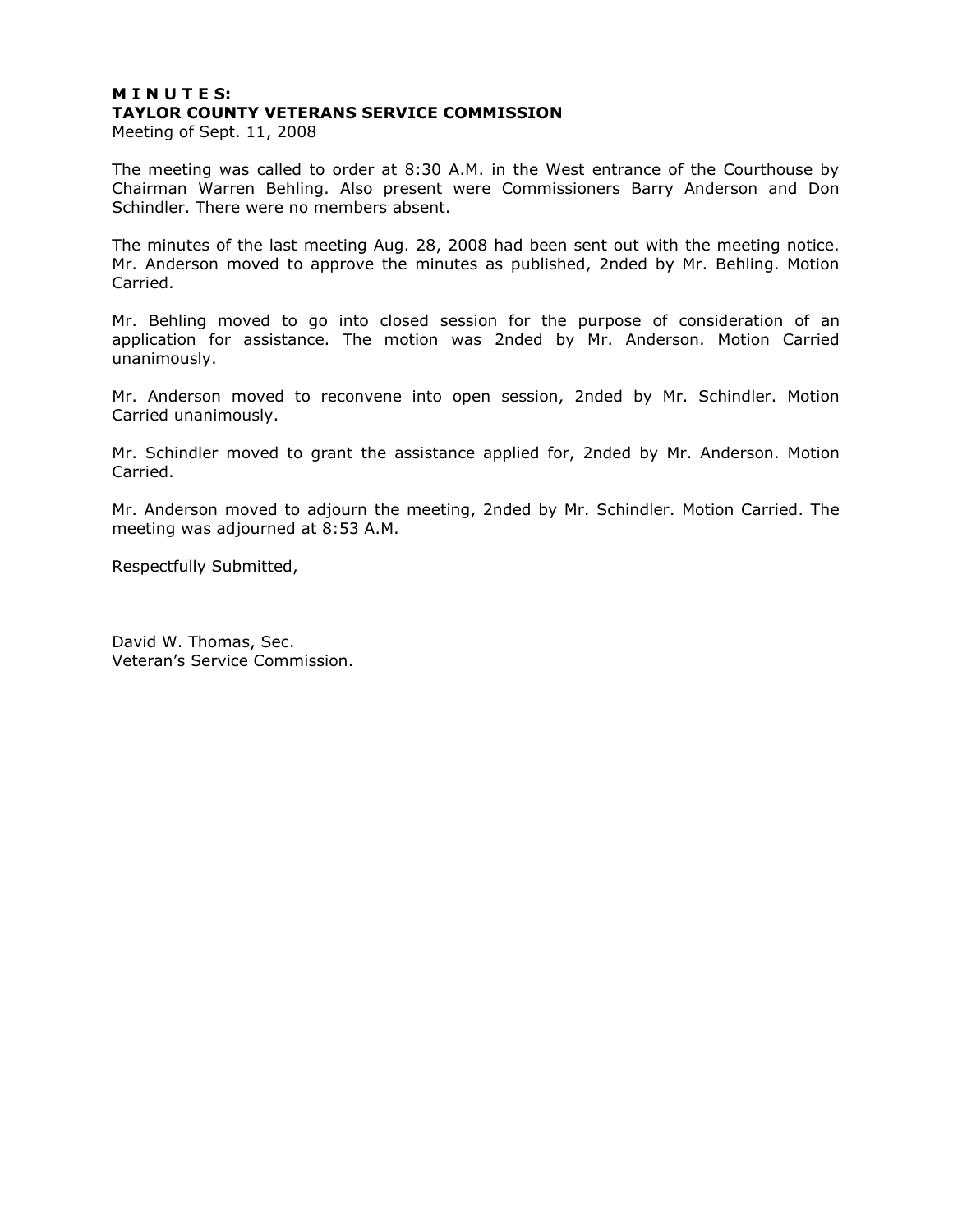**M I N U T E S:**
**TAYLOR COUNTY VETERANS SERVICE COMMISSION**
Meeting of Sept. 11, 2008

The meeting was called to order at 8:30 A.M. in the West entrance of the Courthouse by Chairman Warren Behling. Also present were Commissioners Barry Anderson and Don Schindler. There were no members absent.

The minutes of the last meeting Aug. 28, 2008 had been sent out with the meeting notice. Mr. Anderson moved to approve the minutes as published, 2nded by Mr. Behling. Motion Carried.

Mr. Behling moved to go into closed session for the purpose of consideration of an application for assistance. The motion was 2nded by Mr. Anderson. Motion Carried unanimously.

Mr. Anderson moved to reconvene into open session, 2nded by Mr. Schindler. Motion Carried unanimously.

Mr. Schindler moved to grant the assistance applied for, 2nded by Mr. Anderson. Motion Carried.

Mr. Anderson moved to adjourn the meeting, 2nded by Mr. Schindler. Motion Carried. The meeting was adjourned at 8:53 A.M.

Respectfully Submitted,

David W. Thomas, Sec.
Veteran's Service Commission.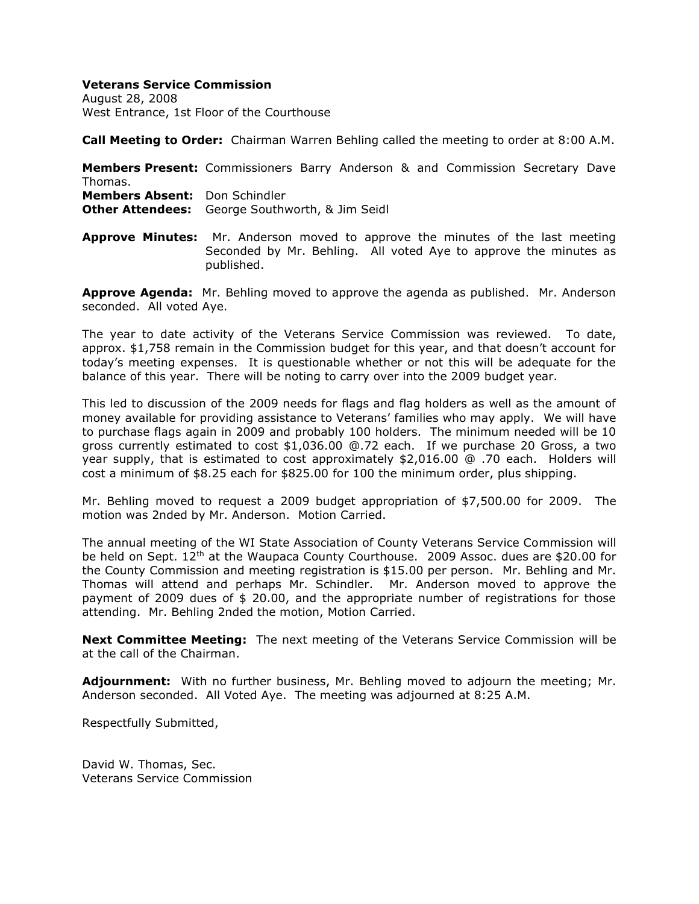**Veterans Service Commission**
August 28, 2008
West Entrance, 1st Floor of the Courthouse

**Call Meeting to Order:** Chairman Warren Behling called the meeting to order at 8:00 A.M.

**Members Present:** Commissioners Barry Anderson & and Commission Secretary Dave Thomas.
**Members Absent:** Don Schindler
**Other Attendees:** George Southworth, & Jim Seidl

**Approve Minutes:** Mr. Anderson moved to approve the minutes of the last meeting Seconded by Mr. Behling. All voted Aye to approve the minutes as published.

**Approve Agenda:** Mr. Behling moved to approve the agenda as published. Mr. Anderson seconded. All voted Aye.

The year to date activity of the Veterans Service Commission was reviewed. To date, approx. $1,758 remain in the Commission budget for this year, and that doesn't account for today's meeting expenses. It is questionable whether or not this will be adequate for the balance of this year. There will be noting to carry over into the 2009 budget year.

This led to discussion of the 2009 needs for flags and flag holders as well as the amount of money available for providing assistance to Veterans' families who may apply. We will have to purchase flags again in 2009 and probably 100 holders. The minimum needed will be 10 gross currently estimated to cost $1,036.00 @.72 each. If we purchase 20 Gross, a two year supply, that is estimated to cost approximately $2,016.00 @ .70 each. Holders will cost a minimum of $8.25 each for $825.00 for 100 the minimum order, plus shipping.

Mr. Behling moved to request a 2009 budget appropriation of $7,500.00 for 2009. The motion was 2nded by Mr. Anderson. Motion Carried.

The annual meeting of the WI State Association of County Veterans Service Commission will be held on Sept. 12th at the Waupaca County Courthouse. 2009 Assoc. dues are $20.00 for the County Commission and meeting registration is $15.00 per person. Mr. Behling and Mr. Thomas will attend and perhaps Mr. Schindler. Mr. Anderson moved to approve the payment of 2009 dues of $ 20.00, and the appropriate number of registrations for those attending. Mr. Behling 2nded the motion, Motion Carried.

**Next Committee Meeting:** The next meeting of the Veterans Service Commission will be at the call of the Chairman.

**Adjournment:** With no further business, Mr. Behling moved to adjourn the meeting; Mr. Anderson seconded. All Voted Aye. The meeting was adjourned at 8:25 A.M.

Respectfully Submitted,

David W. Thomas, Sec.
Veterans Service Commission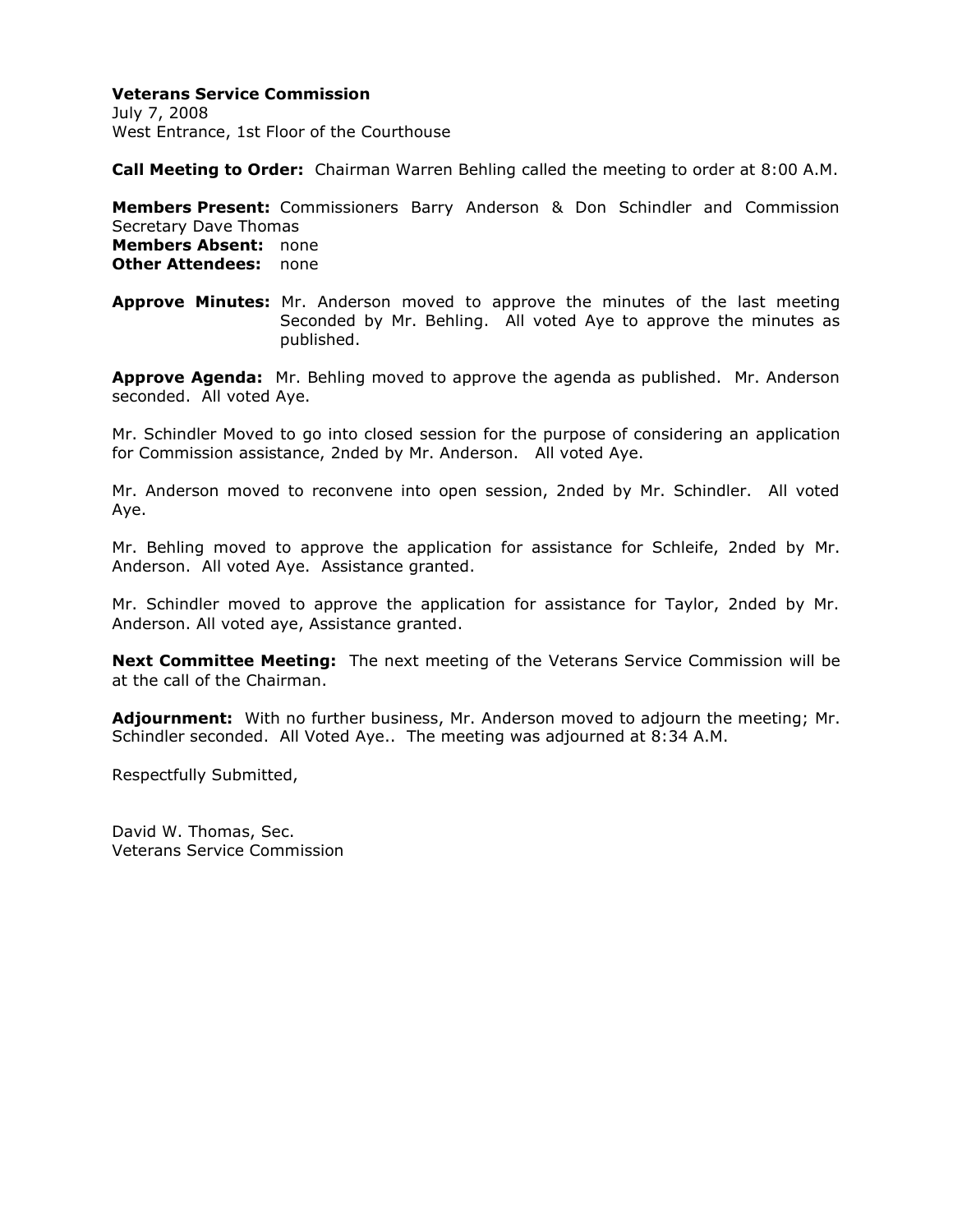**Veterans Service Commission**
July 7, 2008
West Entrance, 1st Floor of the Courthouse

**Call Meeting to Order:** Chairman Warren Behling called the meeting to order at 8:00 A.M.

**Members Present:** Commissioners Barry Anderson & Don Schindler and Commission Secretary Dave Thomas
**Members Absent:** none
**Other Attendees:** none

**Approve Minutes:** Mr. Anderson moved to approve the minutes of the last meeting Seconded by Mr. Behling. All voted Aye to approve the minutes as published.

**Approve Agenda:** Mr. Behling moved to approve the agenda as published. Mr. Anderson seconded. All voted Aye.

Mr. Schindler Moved to go into closed session for the purpose of considering an application for Commission assistance, 2nded by Mr. Anderson. All voted Aye.

Mr. Anderson moved to reconvene into open session, 2nded by Mr. Schindler. All voted Aye.

Mr. Behling moved to approve the application for assistance for Schleife, 2nded by Mr. Anderson. All voted Aye. Assistance granted.

Mr. Schindler moved to approve the application for assistance for Taylor, 2nded by Mr. Anderson. All voted aye, Assistance granted.

**Next Committee Meeting:** The next meeting of the Veterans Service Commission will be at the call of the Chairman.

**Adjournment:** With no further business, Mr. Anderson moved to adjourn the meeting; Mr. Schindler seconded. All Voted Aye.. The meeting was adjourned at 8:34 A.M.

Respectfully Submitted,

David W. Thomas, Sec.
Veterans Service Commission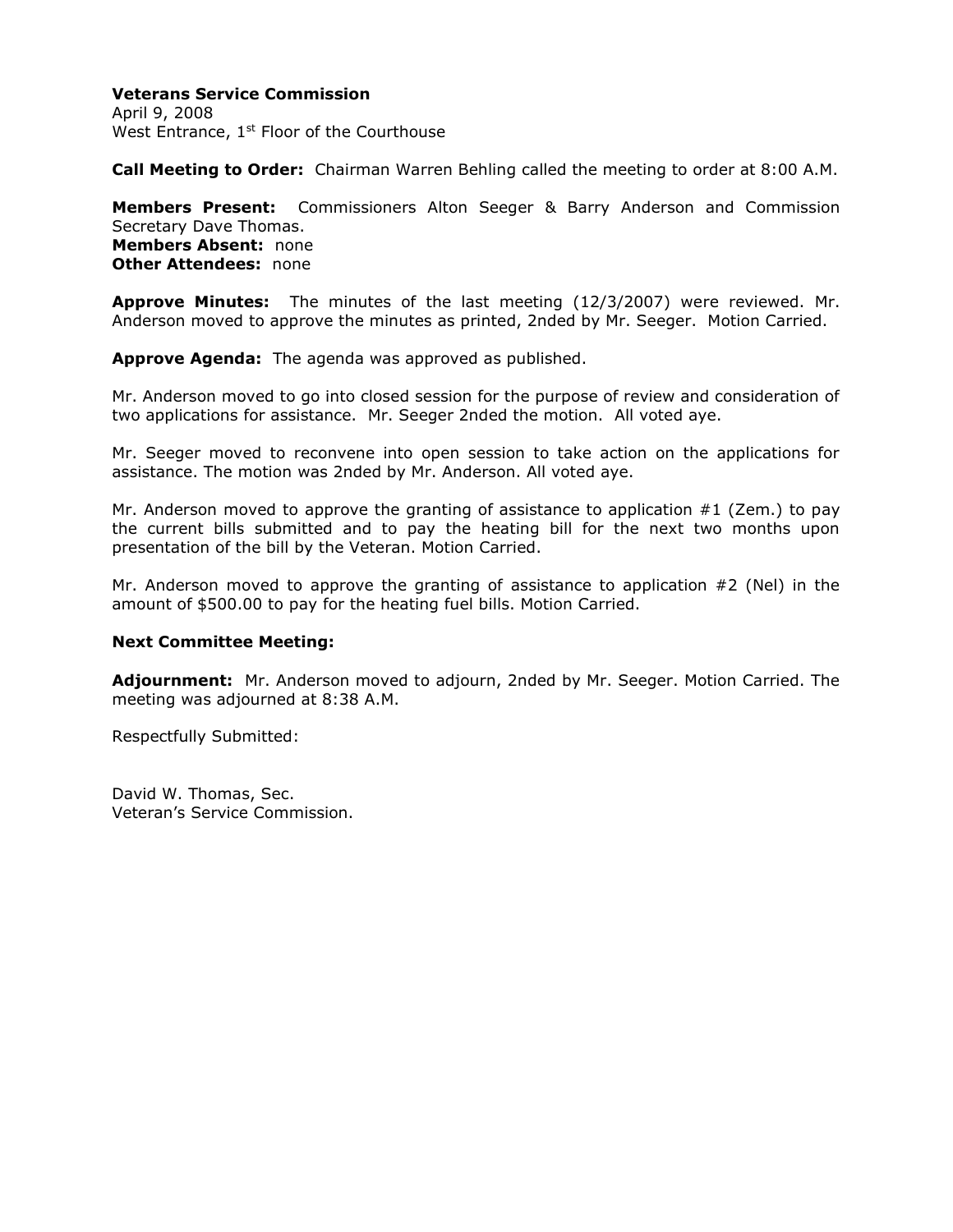**Veterans Service Commission**
April 9, 2008
West Entrance, 1st Floor of the Courthouse

**Call Meeting to Order:** Chairman Warren Behling called the meeting to order at 8:00 A.M.

**Members Present:** Commissioners Alton Seeger & Barry Anderson and Commission Secretary Dave Thomas.
**Members Absent:** none
**Other Attendees:** none

**Approve Minutes:** The minutes of the last meeting (12/3/2007) were reviewed. Mr. Anderson moved to approve the minutes as printed, 2nded by Mr. Seeger. Motion Carried.

**Approve Agenda:** The agenda was approved as published.

Mr. Anderson moved to go into closed session for the purpose of review and consideration of two applications for assistance. Mr. Seeger 2nded the motion. All voted aye.

Mr. Seeger moved to reconvene into open session to take action on the applications for assistance. The motion was 2nded by Mr. Anderson. All voted aye.

Mr. Anderson moved to approve the granting of assistance to application #1 (Zem.) to pay the current bills submitted and to pay the heating bill for the next two months upon presentation of the bill by the Veteran. Motion Carried.

Mr. Anderson moved to approve the granting of assistance to application #2 (Nel) in the amount of $500.00 to pay for the heating fuel bills. Motion Carried.

**Next Committee Meeting:**

**Adjournment:** Mr. Anderson moved to adjourn, 2nded by Mr. Seeger. Motion Carried. The meeting was adjourned at 8:38 A.M.

Respectfully Submitted:

David W. Thomas, Sec.
Veteran's Service Commission.